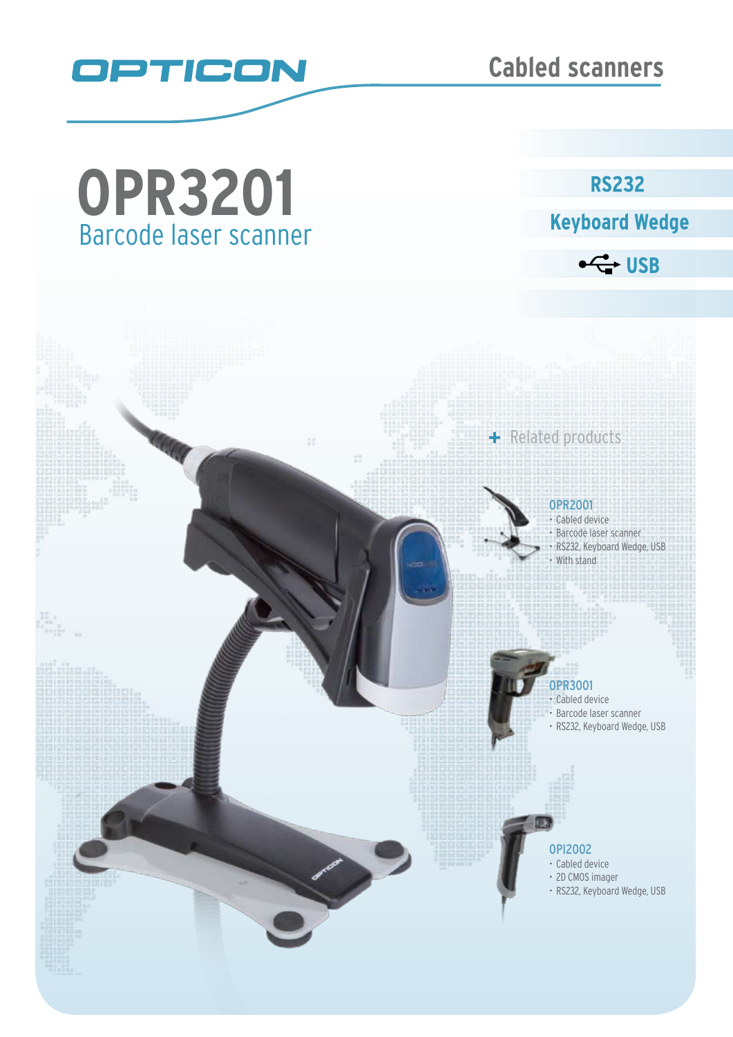OPTICON

Cabled scanners

# OPR3201

## Barcode laser scanner

RS232

Keyboard Wedge

USB

+ Related products

**OPR2001**
- Cabled device
- Barcode laser scanner
- RS232, Keyboard Wedge, USB
- With stand

**OPR3001**
- Cabled device
- Barcode laser scanner
- RS232, Keyboard Wedge, USB

**OPI2002**
- Cabled device
- 2D CMOS imager
- RS232, Keyboard Wedge, USB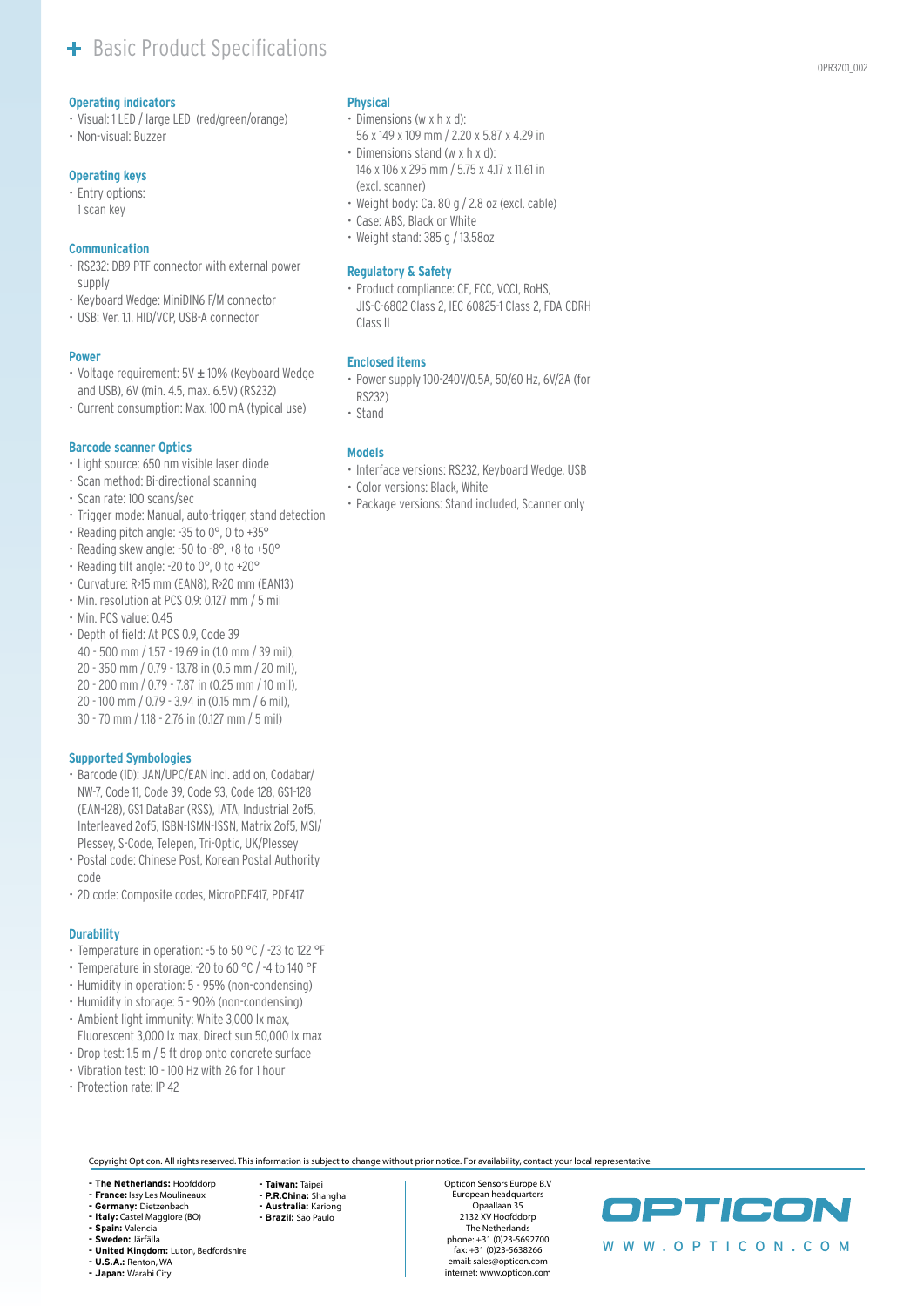# + Basic Product Specifications

OPR3201_002

### Operating indicators

- Visual: 1 LED / large LED (red/green/orange)
- Non-visual: Buzzer

### Operating keys

- Entry options:
  1 scan key

### Communication

- RS232: DB9 PTF connector with external power supply
- Keyboard Wedge: MiniDIN6 F/M connector
- USB: Ver. 1.1, HID/VCP, USB-A connector

### Power

- Voltage requirement: 5V ± 10% (Keyboard Wedge and USB), 6V (min. 4.5, max. 6.5V) (RS232)
- Current consumption: Max. 100 mA (typical use)

### Barcode scanner Optics

- Light source: 650 nm visible laser diode
- Scan method: Bi-directional scanning
- Scan rate: 100 scans/sec
- Trigger mode: Manual, auto-trigger, stand detection
- Reading pitch angle: -35 to 0°, 0 to +35°
- Reading skew angle: -50 to -8°, +8 to +50°
- Reading tilt angle: -20 to 0°, 0 to +20°
- Curvature: R>15 mm (EAN8), R>20 mm (EAN13)
- Min. resolution at PCS 0.9: 0.127 mm / 5 mil
- Min. PCS value: 0.45
- Depth of field: At PCS 0.9, Code 39
  40 - 500 mm / 1.57 - 19.69 in (1.0 mm / 39 mil),
  20 - 350 mm / 0.79 - 13.78 in (0.5 mm / 20 mil),
  20 - 200 mm / 0.79 - 7.87 in (0.25 mm / 10 mil),
  20 - 100 mm / 0.79 - 3.94 in (0.15 mm / 6 mil),
  30 - 70 mm / 1.18 - 2.76 in (0.127 mm / 5 mil)

### Supported Symbologies

- Barcode (1D): JAN/UPC/EAN incl. add on, Codabar/NW-7, Code 11, Code 39, Code 93, Code 128, GS1-128 (EAN-128), GS1 DataBar (RSS), IATA, Industrial 2of5, Interleaved 2of5, ISBN-ISMN-ISSN, Matrix 2of5, MSI/Plessey, S-Code, Telepen, Tri-Optic, UK/Plessey
- Postal code: Chinese Post, Korean Postal Authority code
- 2D code: Composite codes, MicroPDF417, PDF417

### Durability

- Temperature in operation: -5 to 50 °C / -23 to 122 °F
- Temperature in storage: -20 to 60 °C / -4 to 140 °F
- Humidity in operation: 5 - 95% (non-condensing)
- Humidity in storage: 5 - 90% (non-condensing)
- Ambient light immunity: White 3,000 lx max, Fluorescent 3,000 lx max, Direct sun 50,000 lx max
- Drop test: 1.5 m / 5 ft drop onto concrete surface
- Vibration test: 10 - 100 Hz with 2G for 1 hour
- Protection rate: IP 42

### Physical

- Dimensions (w x h x d):
  56 x 149 x 109 mm / 2.20 x 5.87 x 4.29 in
- Dimensions stand (w x h x d):
  146 x 106 x 295 mm / 5.75 x 4.17 x 11.61 in (excl. scanner)
- Weight body: Ca. 80 g / 2.8 oz (excl. cable)
- Case: ABS, Black or White
- Weight stand: 385 g / 13.58oz

### Regulatory & Safety

- Product compliance: CE, FCC, VCCI, RoHS, JIS-C-6802 Class 2, IEC 60825-1 Class 2, FDA CDRH Class II

### Enclosed items

- Power supply 100-240V/0.5A, 50/60 Hz, 6V/2A (for RS232)
- Stand

### Models

- Interface versions: RS232, Keyboard Wedge, USB
- Color versions: Black, White
- Package versions: Stand included, Scanner only

Copyright Opticon. All rights reserved. This information is subject to change without prior notice. For availability, contact your local representative.

- **The Netherlands:** Hoofddorp
- **France:** Issy Les Moulineaux
- **Germany:** Dietzenbach
- **Italy:** Castel Maggiore (BO)
- **Spain:** Valencia
- **Sweden:** Järfälla
- **United Kingdom:** Luton, Bedfordshire
- **U.S.A.:** Renton, WA
- **Japan:** Warabi City
- **Taiwan:** Taipei
- **P.R.China:** Shanghai
- **Australia:** Kariong
- **Brazil:** São Paulo

Opticon Sensors Europe B.V
European headquarters
Opaallaan 35
2132 XV Hoofddorp
The Netherlands
phone: +31 (0)23-5692700
fax: +31 (0)23-5638266
email: sales@opticon.com
internet: www.opticon.com

OPTICON
WWW.OPTICON.COM